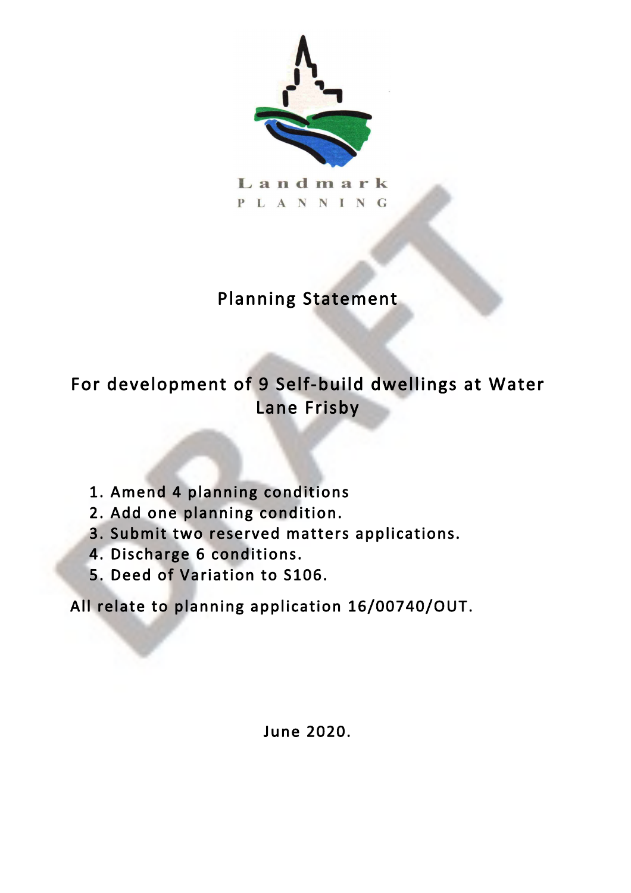Landmark

PLANNING

# Planning Statement

## For development of 9 Self-build dwellings at Water Lane Frisby

1. Amend 4 planning conditions
2. Add one planning condition.
3. Submit two reserved matters applications.
4. Discharge 6 conditions.
5. Deed of Variation to S106.

All relate to planning application 16/00740/OUT.

June 2020.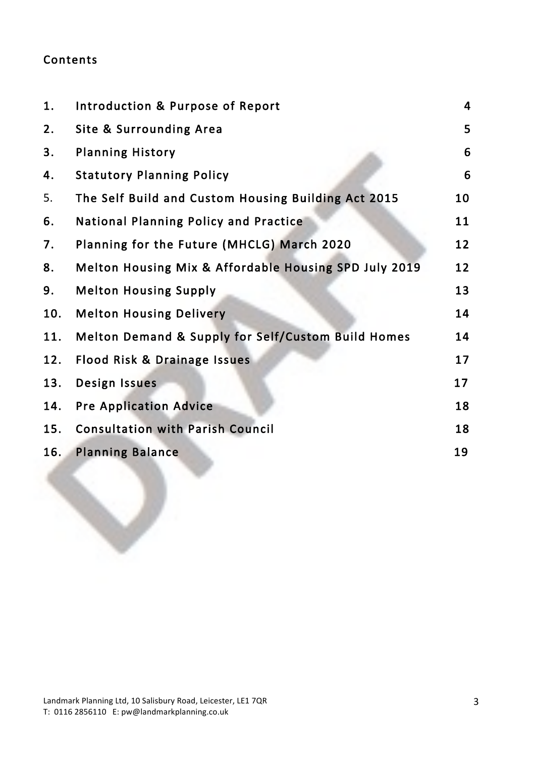## Contents

| | | |
|---|---|---|
| 1. | Introduction & Purpose of Report | 4 |
| 2. | Site & Surrounding Area | 5 |
| 3. | Planning History | 6 |
| 4. | Statutory Planning Policy | 6 |
| 5. | The Self Build and Custom Housing Building Act 2015 | 10 |
| 6. | National Planning Policy and Practice | 11 |
| 7. | Planning for the Future (MHCLG) March 2020 | 12 |
| 8. | Melton Housing Mix & Affordable Housing SPD July 2019 | 12 |
| 9. | Melton Housing Supply | 13 |
| 10. | Melton Housing Delivery | 14 |
| 11. | Melton Demand & Supply for Self/Custom Build Homes | 14 |
| 12. | Flood Risk & Drainage Issues | 17 |
| 13. | Design Issues | 17 |
| 14. | Pre Application Advice | 18 |
| 15. | Consultation with Parish Council | 18 |
| 16. | Planning Balance | 19 |

DRAFT

Landmark Planning Ltd, 10 Salisbury Road, Leicester, LE1 7QR
T: 0116 2856110 E: pw@landmarkplanning.co.uk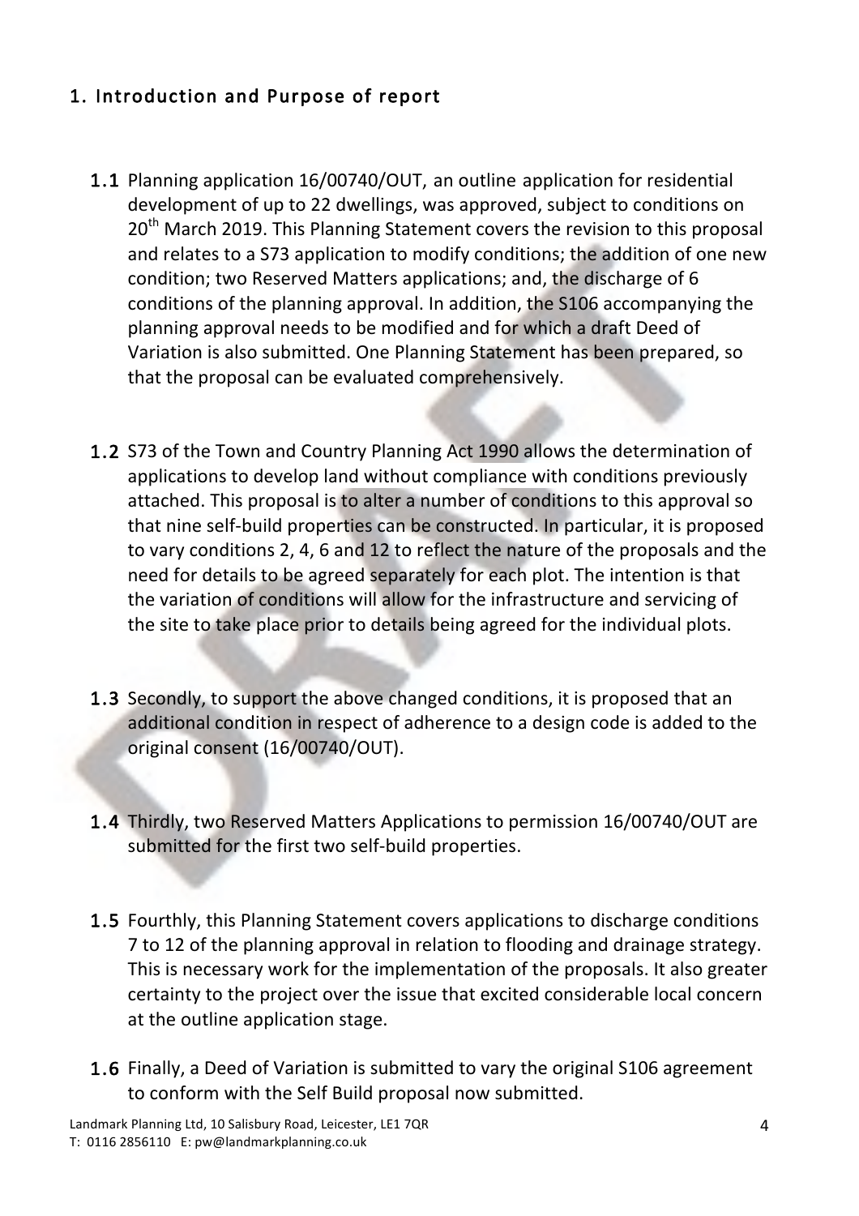## 1. Introduction and Purpose of report

1.1 Planning application 16/00740/OUT, an outline application for residential development of up to 22 dwellings, was approved, subject to conditions on 20th March 2019. This Planning Statement covers the revision to this proposal and relates to a S73 application to modify conditions; the addition of one new condition; two Reserved Matters applications; and, the discharge of 6 conditions of the planning approval. In addition, the S106 accompanying the planning approval needs to be modified and for which a draft Deed of Variation is also submitted. One Planning Statement has been prepared, so that the proposal can be evaluated comprehensively.

1.2 S73 of the Town and Country Planning Act 1990 allows the determination of applications to develop land without compliance with conditions previously attached. This proposal is to alter a number of conditions to this approval so that nine self-build properties can be constructed. In particular, it is proposed to vary conditions 2, 4, 6 and 12 to reflect the nature of the proposals and the need for details to be agreed separately for each plot. The intention is that the variation of conditions will allow for the infrastructure and servicing of the site to take place prior to details being agreed for the individual plots.

1.3 Secondly, to support the above changed conditions, it is proposed that an additional condition in respect of adherence to a design code is added to the original consent (16/00740/OUT).

1.4 Thirdly, two Reserved Matters Applications to permission 16/00740/OUT are submitted for the first two self-build properties.

1.5 Fourthly, this Planning Statement covers applications to discharge conditions 7 to 12 of the planning approval in relation to flooding and drainage strategy. This is necessary work for the implementation of the proposals. It also greater certainty to the project over the issue that excited considerable local concern at the outline application stage.

1.6 Finally, a Deed of Variation is submitted to vary the original S106 agreement to conform with the Self Build proposal now submitted.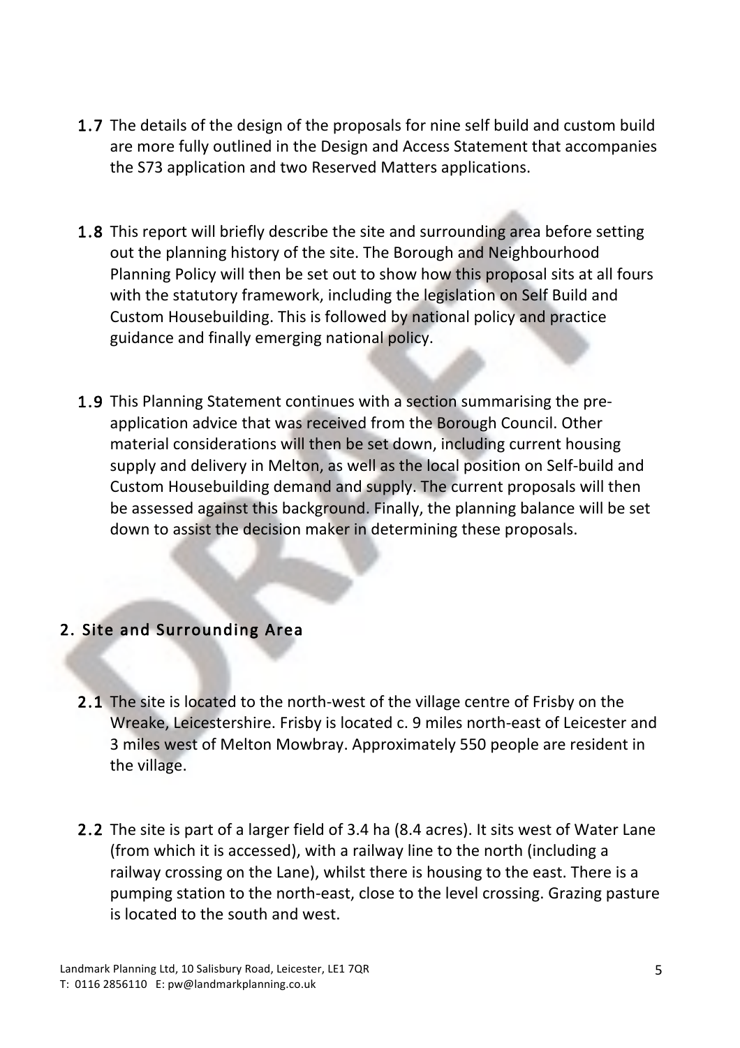1.7 The details of the design of the proposals for nine self build and custom build are more fully outlined in the Design and Access Statement that accompanies the S73 application and two Reserved Matters applications.

1.8 This report will briefly describe the site and surrounding area before setting out the planning history of the site. The Borough and Neighbourhood Planning Policy will then be set out to show how this proposal sits at all fours with the statutory framework, including the legislation on Self Build and Custom Housebuilding. This is followed by national policy and practice guidance and finally emerging national policy.

1.9 This Planning Statement continues with a section summarising the pre-application advice that was received from the Borough Council. Other material considerations will then be set down, including current housing supply and delivery in Melton, as well as the local position on Self-build and Custom Housebuilding demand and supply. The current proposals will then be assessed against this background. Finally, the planning balance will be set down to assist the decision maker in determining these proposals.

## 2. Site and Surrounding Area

2.1 The site is located to the north-west of the village centre of Frisby on the Wreake, Leicestershire. Frisby is located c. 9 miles north-east of Leicester and 3 miles west of Melton Mowbray. Approximately 550 people are resident in the village.

2.2 The site is part of a larger field of 3.4 ha (8.4 acres). It sits west of Water Lane (from which it is accessed), with a railway line to the north (including a railway crossing on the Lane), whilst there is housing to the east. There is a pumping station to the north-east, close to the level crossing. Grazing pasture is located to the south and west.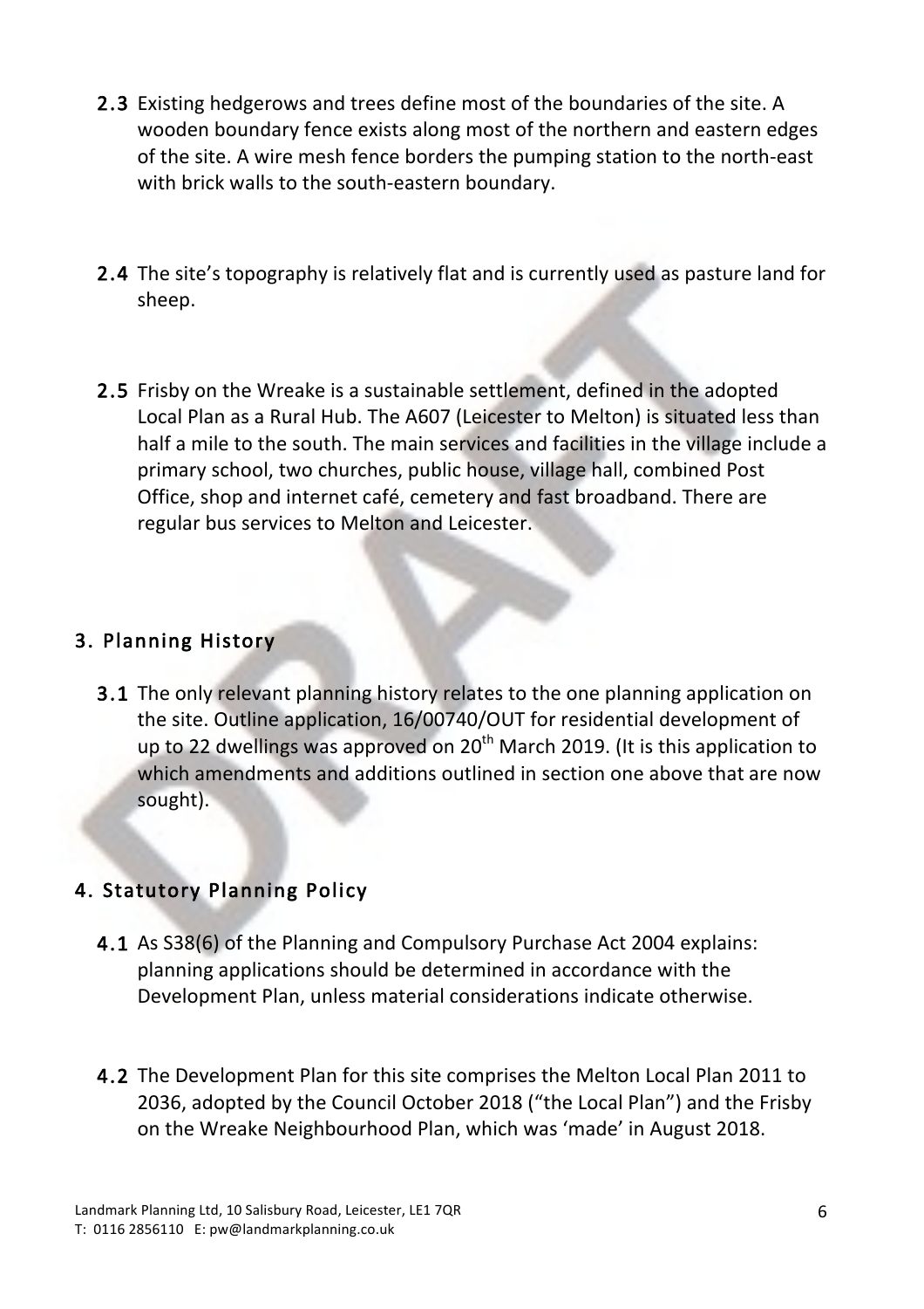**2.3** Existing hedgerows and trees define most of the boundaries of the site. A wooden boundary fence exists along most of the northern and eastern edges of the site. A wire mesh fence borders the pumping station to the north-east with brick walls to the south-eastern boundary.

**2.4** The site's topography is relatively flat and is currently used as pasture land for sheep.

**2.5** Frisby on the Wreake is a sustainable settlement, defined in the adopted Local Plan as a Rural Hub. The A607 (Leicester to Melton) is situated less than half a mile to the south. The main services and facilities in the village include a primary school, two churches, public house, village hall, combined Post Office, shop and internet café, cemetery and fast broadband. There are regular bus services to Melton and Leicester.

## 3. Planning History

**3.1** The only relevant planning history relates to the one planning application on the site. Outline application, 16/00740/OUT for residential development of up to 22 dwellings was approved on 20th March 2019. (It is this application to which amendments and additions outlined in section one above that are now sought).

## 4. Statutory Planning Policy

**4.1** As S38(6) of the Planning and Compulsory Purchase Act 2004 explains: planning applications should be determined in accordance with the Development Plan, unless material considerations indicate otherwise.

**4.2** The Development Plan for this site comprises the Melton Local Plan 2011 to 2036, adopted by the Council October 2018 ("the Local Plan") and the Frisby on the Wreake Neighbourhood Plan, which was 'made' in August 2018.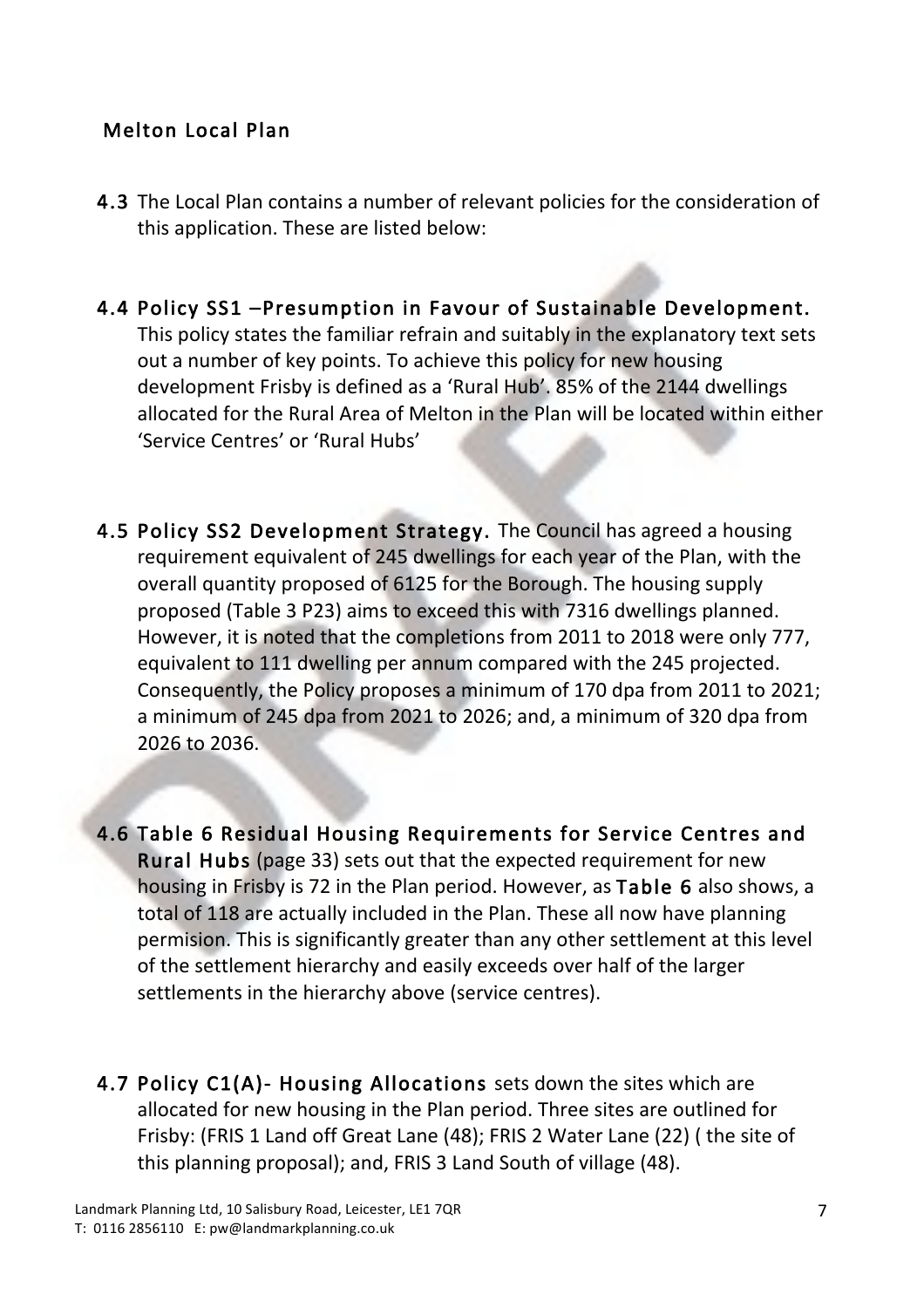## Melton Local Plan

**4.3** The Local Plan contains a number of relevant policies for the consideration of this application. These are listed below:

**4.4 Policy SS1 –Presumption in Favour of Sustainable Development.** This policy states the familiar refrain and suitably in the explanatory text sets out a number of key points. To achieve this policy for new housing development Frisby is defined as a 'Rural Hub'. 85% of the 2144 dwellings allocated for the Rural Area of Melton in the Plan will be located within either 'Service Centres' or 'Rural Hubs'

**4.5 Policy SS2 Development Strategy.** The Council has agreed a housing requirement equivalent of 245 dwellings for each year of the Plan, with the overall quantity proposed of 6125 for the Borough. The housing supply proposed (Table 3 P23) aims to exceed this with 7316 dwellings planned. However, it is noted that the completions from 2011 to 2018 were only 777, equivalent to 111 dwelling per annum compared with the 245 projected. Consequently, the Policy proposes a minimum of 170 dpa from 2011 to 2021; a minimum of 245 dpa from 2021 to 2026; and, a minimum of 320 dpa from 2026 to 2036.

**4.6 Table 6 Residual Housing Requirements for Service Centres and Rural Hubs** (page 33) sets out that the expected requirement for new housing in Frisby is 72 in the Plan period. However, as **Table 6** also shows, a total of 118 are actually included in the Plan. These all now have planning permision. This is significantly greater than any other settlement at this level of the settlement hierarchy and easily exceeds over half of the larger settlements in the hierarchy above (service centres).

**4.7 Policy C1(A)- Housing Allocations** sets down the sites which are allocated for new housing in the Plan period. Three sites are outlined for Frisby: (FRIS 1 Land off Great Lane (48); FRIS 2 Water Lane (22) ( the site of this planning proposal); and, FRIS 3 Land South of village (48).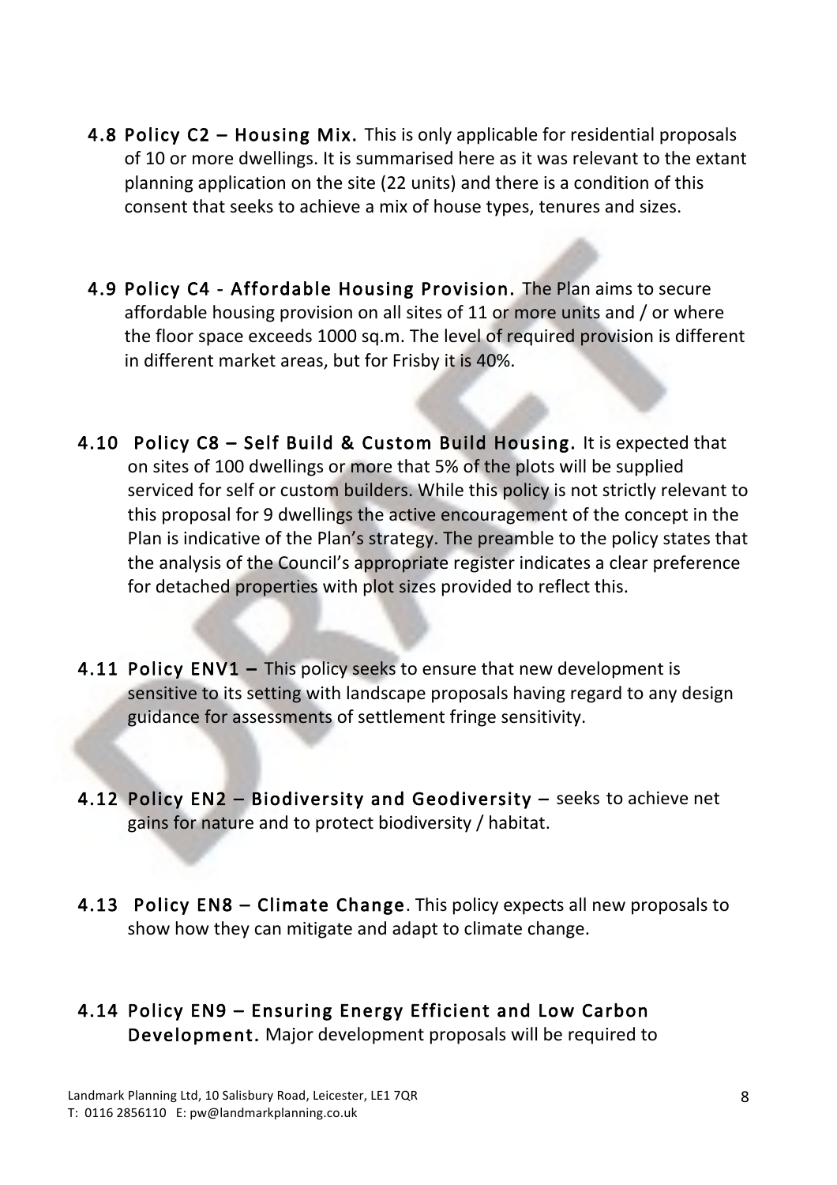4.8 **Policy C2 – Housing Mix.** This is only applicable for residential proposals of 10 or more dwellings. It is summarised here as it was relevant to the extant planning application on the site (22 units) and there is a condition of this consent that seeks to achieve a mix of house types, tenures and sizes.

4.9 **Policy C4 - Affordable Housing Provision.** The Plan aims to secure affordable housing provision on all sites of 11 or more units and / or where the floor space exceeds 1000 sq.m. The level of required provision is different in different market areas, but for Frisby it is 40%.

4.10 **Policy C8 – Self Build & Custom Build Housing.** It is expected that on sites of 100 dwellings or more that 5% of the plots will be supplied serviced for self or custom builders. While this policy is not strictly relevant to this proposal for 9 dwellings the active encouragement of the concept in the Plan is indicative of the Plan's strategy. The preamble to the policy states that the analysis of the Council's appropriate register indicates a clear preference for detached properties with plot sizes provided to reflect this.

4.11 **Policy ENV1 –** This policy seeks to ensure that new development is sensitive to its setting with landscape proposals having regard to any design guidance for assessments of settlement fringe sensitivity.

4.12 **Policy EN2 – Biodiversity and Geodiversity –** seeks to achieve net gains for nature and to protect biodiversity / habitat.

4.13 **Policy EN8 – Climate Change**. This policy expects all new proposals to show how they can mitigate and adapt to climate change.

4.14 **Policy EN9 – Ensuring Energy Efficient and Low Carbon Development.** Major development proposals will be required to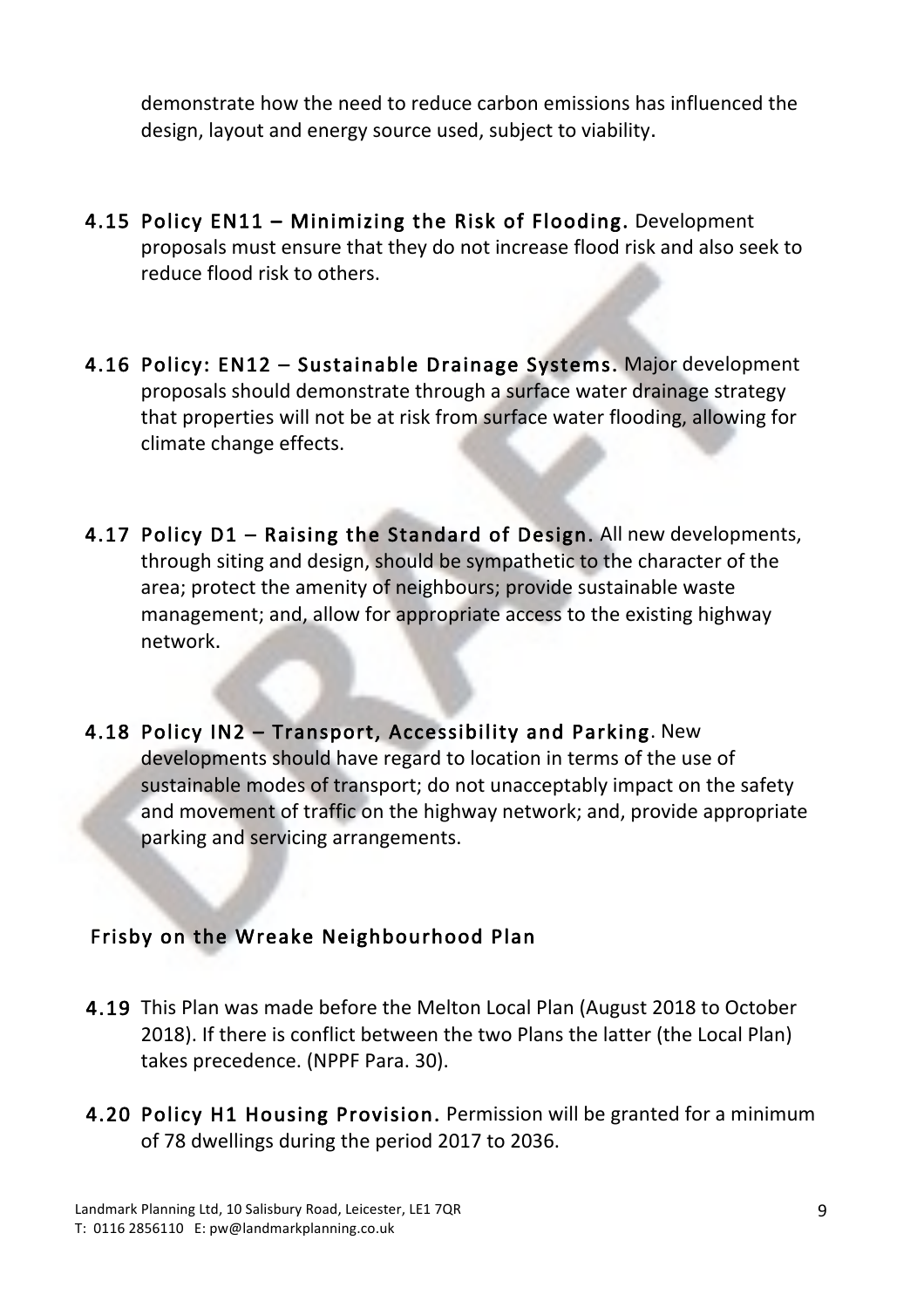demonstrate how the need to reduce carbon emissions has influenced the design, layout and energy source used, subject to viability.

4.15 **Policy EN11 – Minimizing the Risk of Flooding.** Development proposals must ensure that they do not increase flood risk and also seek to reduce flood risk to others.

4.16 **Policy: EN12 – Sustainable Drainage Systems.** Major development proposals should demonstrate through a surface water drainage strategy that properties will not be at risk from surface water flooding, allowing for climate change effects.

4.17 **Policy D1 – Raising the Standard of Design.** All new developments, through siting and design, should be sympathetic to the character of the area; protect the amenity of neighbours; provide sustainable waste management; and, allow for appropriate access to the existing highway network.

4.18 **Policy IN2 – Transport, Accessibility and Parking**. New developments should have regard to location in terms of the use of sustainable modes of transport; do not unacceptably impact on the safety and movement of traffic on the highway network; and, provide appropriate parking and servicing arrangements.

## Frisby on the Wreake Neighbourhood Plan

**4.19** This Plan was made before the Melton Local Plan (August 2018 to October 2018). If there is conflict between the two Plans the latter (the Local Plan) takes precedence. (NPPF Para. 30).

4.20 **Policy H1 Housing Provision.** Permission will be granted for a minimum of 78 dwellings during the period 2017 to 2036.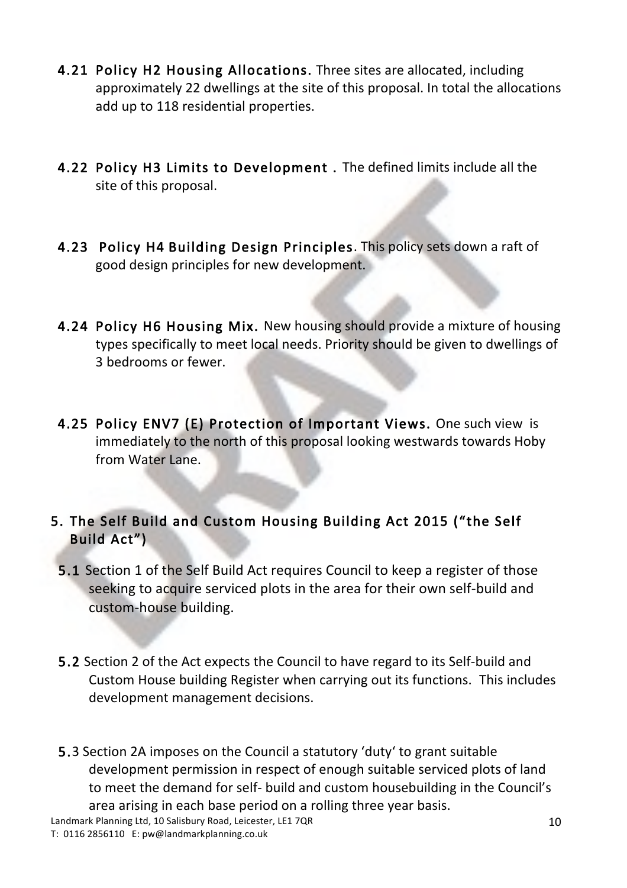**4.21 Policy H2 Housing Allocations.** Three sites are allocated, including approximately 22 dwellings at the site of this proposal. In total the allocations add up to 118 residential properties.

**4.22 Policy H3 Limits to Development .** The defined limits include all the site of this proposal.

**4.23 Policy H4 Building Design Principles**. This policy sets down a raft of good design principles for new development.

**4.24 Policy H6 Housing Mix.** New housing should provide a mixture of housing types specifically to meet local needs. Priority should be given to dwellings of 3 bedrooms or fewer.

**4.25 Policy ENV7 (E) Protection of Important Views.** One such view is immediately to the north of this proposal looking westwards towards Hoby from Water Lane.

## 5. The Self Build and Custom Housing Building Act 2015 ("the Self Build Act")

**5.1** Section 1 of the Self Build Act requires Council to keep a register of those seeking to acquire serviced plots in the area for their own self-build and custom-house building.

**5.2** Section 2 of the Act expects the Council to have regard to its Self-build and Custom House building Register when carrying out its functions. This includes development management decisions.

**5.**3 Section 2A imposes on the Council a statutory 'duty' to grant suitable development permission in respect of enough suitable serviced plots of land to meet the demand for self- build and custom housebuilding in the Council's area arising in each base period on a rolling three year basis.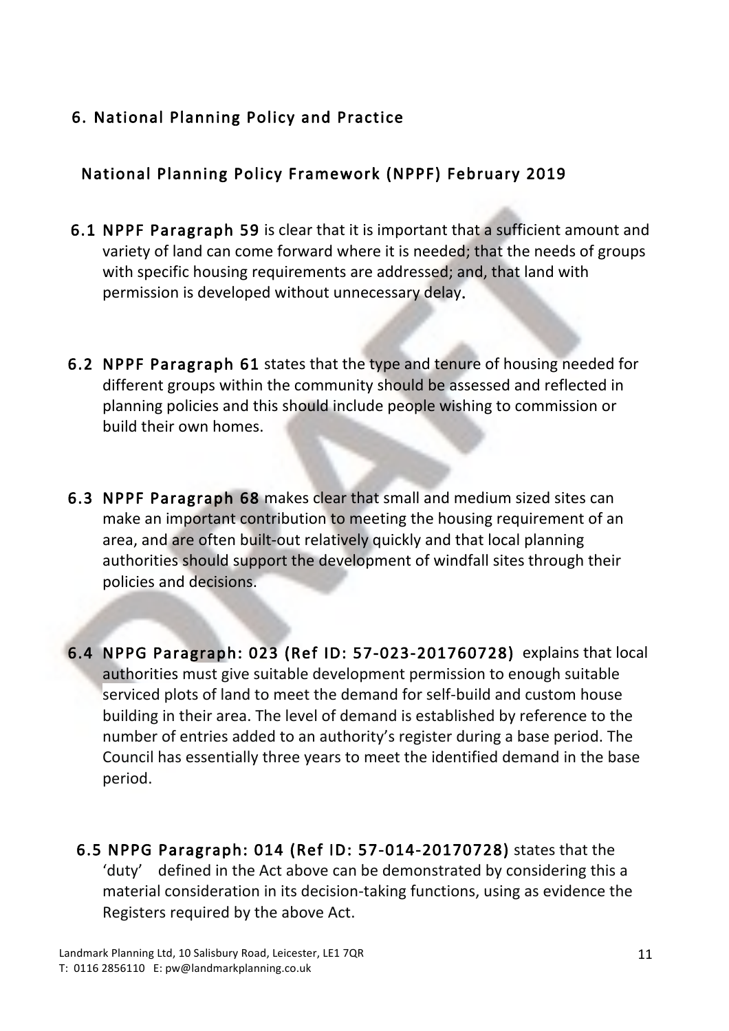## 6. National Planning Policy and Practice

### National Planning Policy Framework (NPPF) February 2019

**6.1 NPPF Paragraph 59** is clear that it is important that a sufficient amount and variety of land can come forward where it is needed; that the needs of groups with specific housing requirements are addressed; and, that land with permission is developed without unnecessary delay.

**6.2 NPPF Paragraph 61** states that the type and tenure of housing needed for different groups within the community should be assessed and reflected in planning policies and this should include people wishing to commission or build their own homes.

**6.3 NPPF Paragraph 68** makes clear that small and medium sized sites can make an important contribution to meeting the housing requirement of an area, and are often built-out relatively quickly and that local planning authorities should support the development of windfall sites through their policies and decisions.

**6.4 NPPG Paragraph: 023 (Ref ID: 57-023-201760728)** explains that local authorities must give suitable development permission to enough suitable serviced plots of land to meet the demand for self-build and custom house building in their area. The level of demand is established by reference to the number of entries added to an authority's register during a base period. The Council has essentially three years to meet the identified demand in the base period.

**6.5 NPPG Paragraph: 014 (Ref ID: 57-014-20170728)** states that the 'duty' defined in the Act above can be demonstrated by considering this a material consideration in its decision-taking functions, using as evidence the Registers required by the above Act.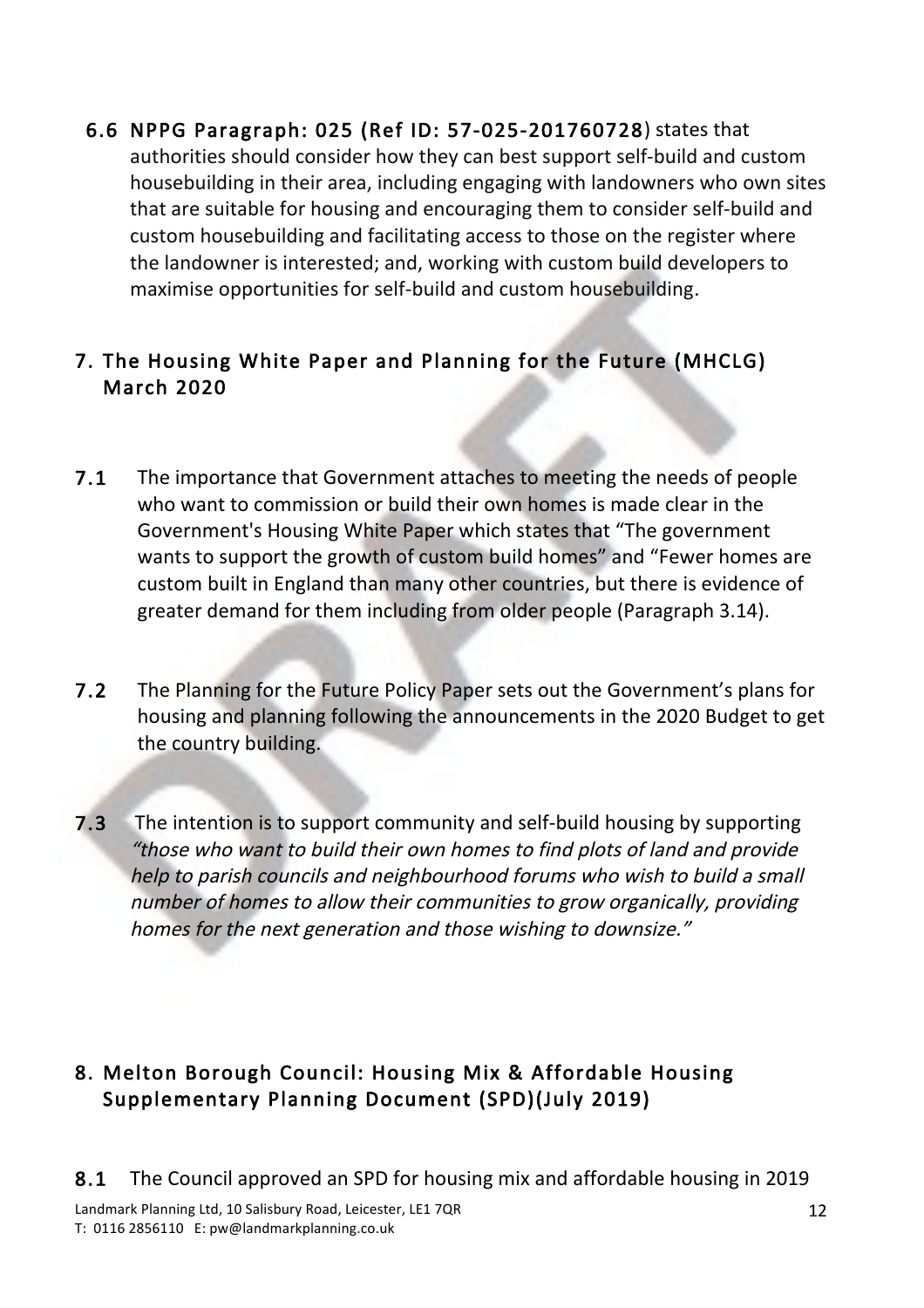**6.6 NPPG Paragraph: 025 (Ref ID: 57-025-201760728**) states that authorities should consider how they can best support self-build and custom housebuilding in their area, including engaging with landowners who own sites that are suitable for housing and encouraging them to consider self-build and custom housebuilding and facilitating access to those on the register where the landowner is interested; and, working with custom build developers to maximise opportunities for self-build and custom housebuilding.

## 7. The Housing White Paper and Planning for the Future (MHCLG) March 2020

**7.1** The importance that Government attaches to meeting the needs of people who want to commission or build their own homes is made clear in the Government's Housing White Paper which states that "The government wants to support the growth of custom build homes" and "Fewer homes are custom built in England than many other countries, but there is evidence of greater demand for them including from older people (Paragraph 3.14).

**7.2** The Planning for the Future Policy Paper sets out the Government's plans for housing and planning following the announcements in the 2020 Budget to get the country building.

**7.3** The intention is to support community and self-build housing by supporting *"those who want to build their own homes to find plots of land and provide help to parish councils and neighbourhood forums who wish to build a small number of homes to allow their communities to grow organically, providing homes for the next generation and those wishing to downsize."*

## 8. Melton Borough Council: Housing Mix & Affordable Housing Supplementary Planning Document (SPD)(July 2019)

**8.1** The Council approved an SPD for housing mix and affordable housing in 2019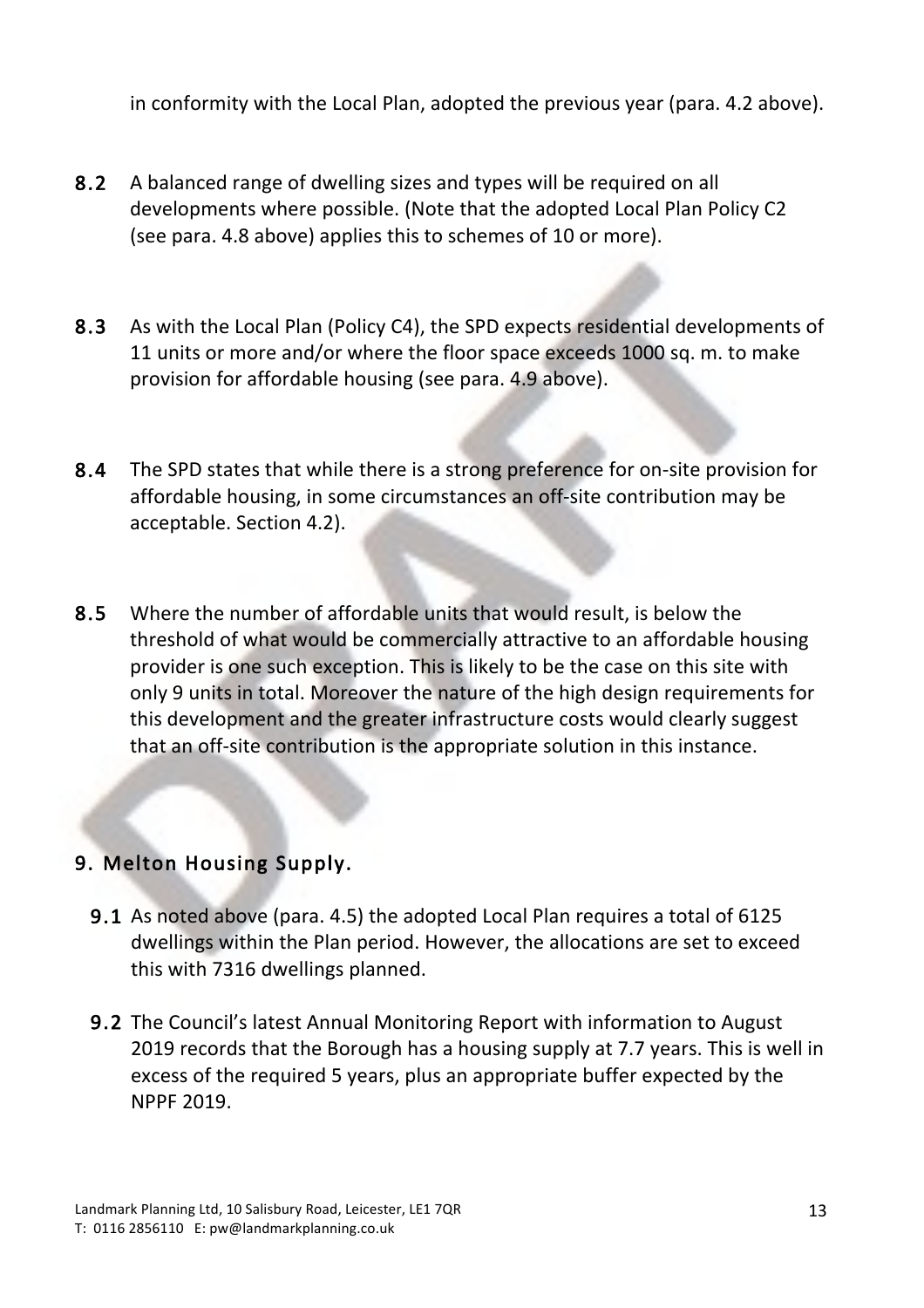in conformity with the Local Plan, adopted the previous year (para. 4.2 above).

**8.2** A balanced range of dwelling sizes and types will be required on all developments where possible. (Note that the adopted Local Plan Policy C2 (see para. 4.8 above) applies this to schemes of 10 or more).

**8.3** As with the Local Plan (Policy C4), the SPD expects residential developments of 11 units or more and/or where the floor space exceeds 1000 sq. m. to make provision for affordable housing (see para. 4.9 above).

**8.4** The SPD states that while there is a strong preference for on-site provision for affordable housing, in some circumstances an off-site contribution may be acceptable. Section 4.2).

**8.5** Where the number of affordable units that would result, is below the threshold of what would be commercially attractive to an affordable housing provider is one such exception. This is likely to be the case on this site with only 9 units in total. Moreover the nature of the high design requirements for this development and the greater infrastructure costs would clearly suggest that an off-site contribution is the appropriate solution in this instance.

## 9. Melton Housing Supply.

**9.1** As noted above (para. 4.5) the adopted Local Plan requires a total of 6125 dwellings within the Plan period. However, the allocations are set to exceed this with 7316 dwellings planned.

**9.2** The Council's latest Annual Monitoring Report with information to August 2019 records that the Borough has a housing supply at 7.7 years. This is well in excess of the required 5 years, plus an appropriate buffer expected by the NPPF 2019.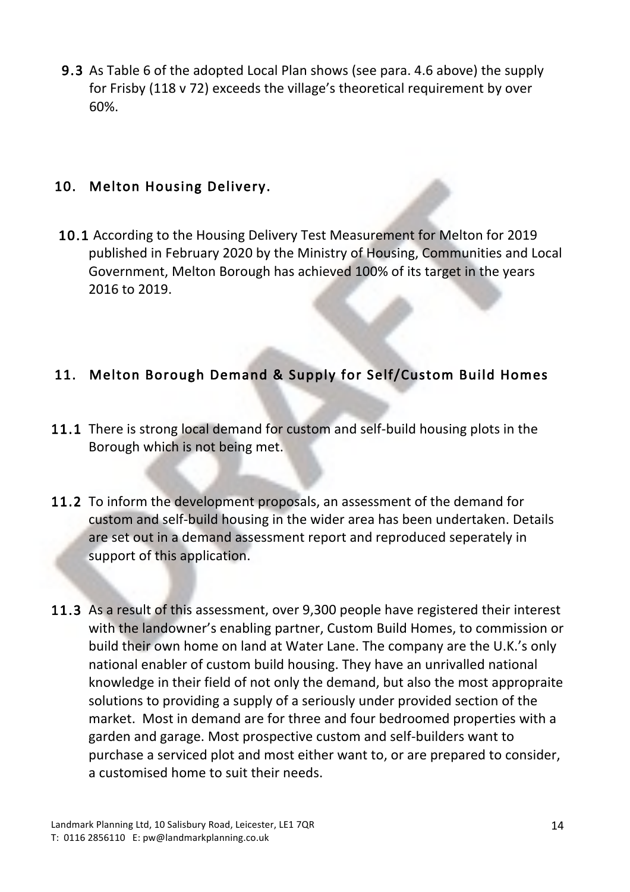**9.3** As Table 6 of the adopted Local Plan shows (see para. 4.6 above) the supply for Frisby (118 v 72) exceeds the village's theoretical requirement by over 60%.

## 10. Melton Housing Delivery.

**10.1** According to the Housing Delivery Test Measurement for Melton for 2019 published in February 2020 by the Ministry of Housing, Communities and Local Government, Melton Borough has achieved 100% of its target in the years 2016 to 2019.

## 11. Melton Borough Demand & Supply for Self/Custom Build Homes

**11.1** There is strong local demand for custom and self-build housing plots in the Borough which is not being met.

**11.2** To inform the development proposals, an assessment of the demand for custom and self-build housing in the wider area has been undertaken. Details are set out in a demand assessment report and reproduced seperately in support of this application.

**11.3** As a result of this assessment, over 9,300 people have registered their interest with the landowner's enabling partner, Custom Build Homes, to commission or build their own home on land at Water Lane. The company are the U.K.'s only national enabler of custom build housing. They have an unrivalled national knowledge in their field of not only the demand, but also the most appropraite solutions to providing a supply of a seriously under provided section of the market. Most in demand are for three and four bedroomed properties with a garden and garage. Most prospective custom and self-builders want to purchase a serviced plot and most either want to, or are prepared to consider, a customised home to suit their needs.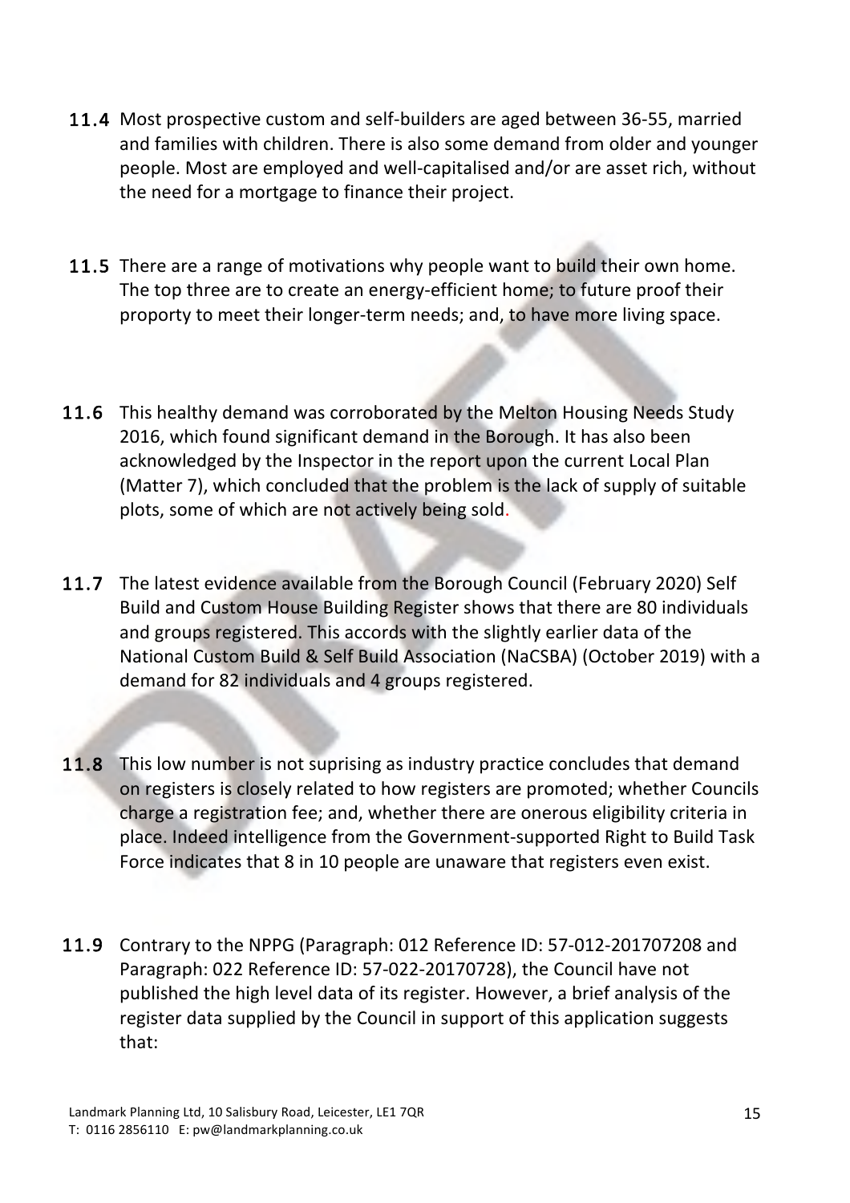**11.4** Most prospective custom and self-builders are aged between 36-55, married and families with children. There is also some demand from older and younger people. Most are employed and well-capitalised and/or are asset rich, without the need for a mortgage to finance their project.

**11.5** There are a range of motivations why people want to build their own home. The top three are to create an energy-efficient home; to future proof their proporty to meet their longer-term needs; and, to have more living space.

**11.6** This healthy demand was corroborated by the Melton Housing Needs Study 2016, which found significant demand in the Borough. It has also been acknowledged by the Inspector in the report upon the current Local Plan (Matter 7), which concluded that the problem is the lack of supply of suitable plots, some of which are not actively being sold.

**11.7** The latest evidence available from the Borough Council (February 2020) Self Build and Custom House Building Register shows that there are 80 individuals and groups registered. This accords with the slightly earlier data of the National Custom Build & Self Build Association (NaCSBA) (October 2019) with a demand for 82 individuals and 4 groups registered.

**11.8** This low number is not suprising as industry practice concludes that demand on registers is closely related to how registers are promoted; whether Councils charge a registration fee; and, whether there are onerous eligibility criteria in place. Indeed intelligence from the Government-supported Right to Build Task Force indicates that 8 in 10 people are unaware that registers even exist.

**11.9** Contrary to the NPPG (Paragraph: 012 Reference ID: 57-012-201707208 and Paragraph: 022 Reference ID: 57-022-20170728), the Council have not published the high level data of its register. However, a brief analysis of the register data supplied by the Council in support of this application suggests that: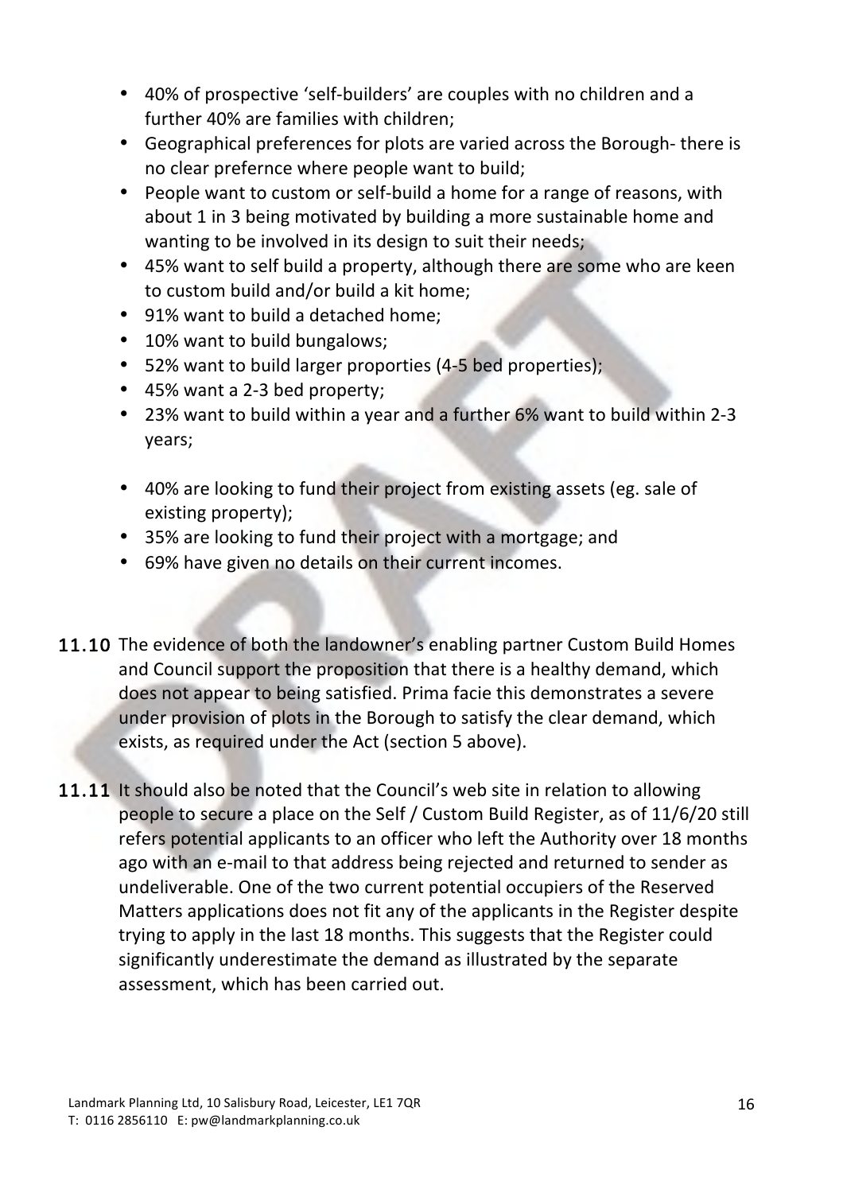- 40% of prospective 'self-builders' are couples with no children and a further 40% are families with children;
- Geographical preferences for plots are varied across the Borough- there is no clear prefernce where people want to build;
- People want to custom or self-build a home for a range of reasons, with about 1 in 3 being motivated by building a more sustainable home and wanting to be involved in its design to suit their needs;
- 45% want to self build a property, although there are some who are keen to custom build and/or build a kit home;
- 91% want to build a detached home;
- 10% want to build bungalows;
- 52% want to build larger proporties (4-5 bed properties);
- 45% want a 2-3 bed property;
- 23% want to build within a year and a further 6% want to build within 2-3 years;
- 40% are looking to fund their project from existing assets (eg. sale of existing property);
- 35% are looking to fund their project with a mortgage; and
- 69% have given no details on their current incomes.

**11.10** The evidence of both the landowner's enabling partner Custom Build Homes and Council support the proposition that there is a healthy demand, which does not appear to being satisfied. Prima facie this demonstrates a severe under provision of plots in the Borough to satisfy the clear demand, which exists, as required under the Act (section 5 above).

**11.11** It should also be noted that the Council's web site in relation to allowing people to secure a place on the Self / Custom Build Register, as of 11/6/20 still refers potential applicants to an officer who left the Authority over 18 months ago with an e-mail to that address being rejected and returned to sender as undeliverable. One of the two current potential occupiers of the Reserved Matters applications does not fit any of the applicants in the Register despite trying to apply in the last 18 months. This suggests that the Register could significantly underestimate the demand as illustrated by the separate assessment, which has been carried out.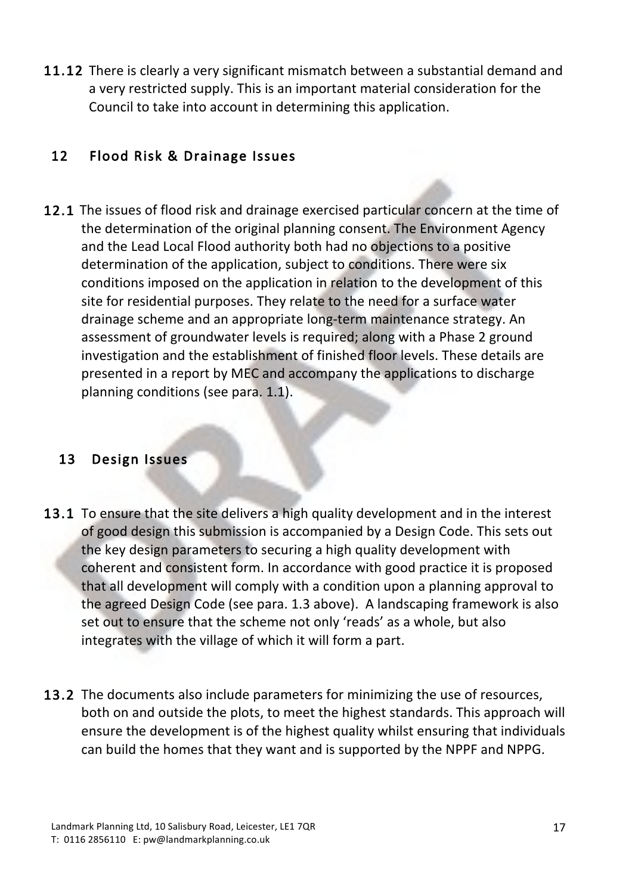**11.12** There is clearly a very significant mismatch between a substantial demand and a very restricted supply. This is an important material consideration for the Council to take into account in determining this application.

## 12 Flood Risk & Drainage Issues

**12.1** The issues of flood risk and drainage exercised particular concern at the time of the determination of the original planning consent. The Environment Agency and the Lead Local Flood authority both had no objections to a positive determination of the application, subject to conditions. There were six conditions imposed on the application in relation to the development of this site for residential purposes. They relate to the need for a surface water drainage scheme and an appropriate long-term maintenance strategy. An assessment of groundwater levels is required; along with a Phase 2 ground investigation and the establishment of finished floor levels. These details are presented in a report by MEC and accompany the applications to discharge planning conditions (see para. 1.1).

## 13 Design Issues

**13.1** To ensure that the site delivers a high quality development and in the interest of good design this submission is accompanied by a Design Code. This sets out the key design parameters to securing a high quality development with coherent and consistent form. In accordance with good practice it is proposed that all development will comply with a condition upon a planning approval to the agreed Design Code (see para. 1.3 above). A landscaping framework is also set out to ensure that the scheme not only 'reads' as a whole, but also integrates with the village of which it will form a part.

**13.2** The documents also include parameters for minimizing the use of resources, both on and outside the plots, to meet the highest standards. This approach will ensure the development is of the highest quality whilst ensuring that individuals can build the homes that they want and is supported by the NPPF and NPPG.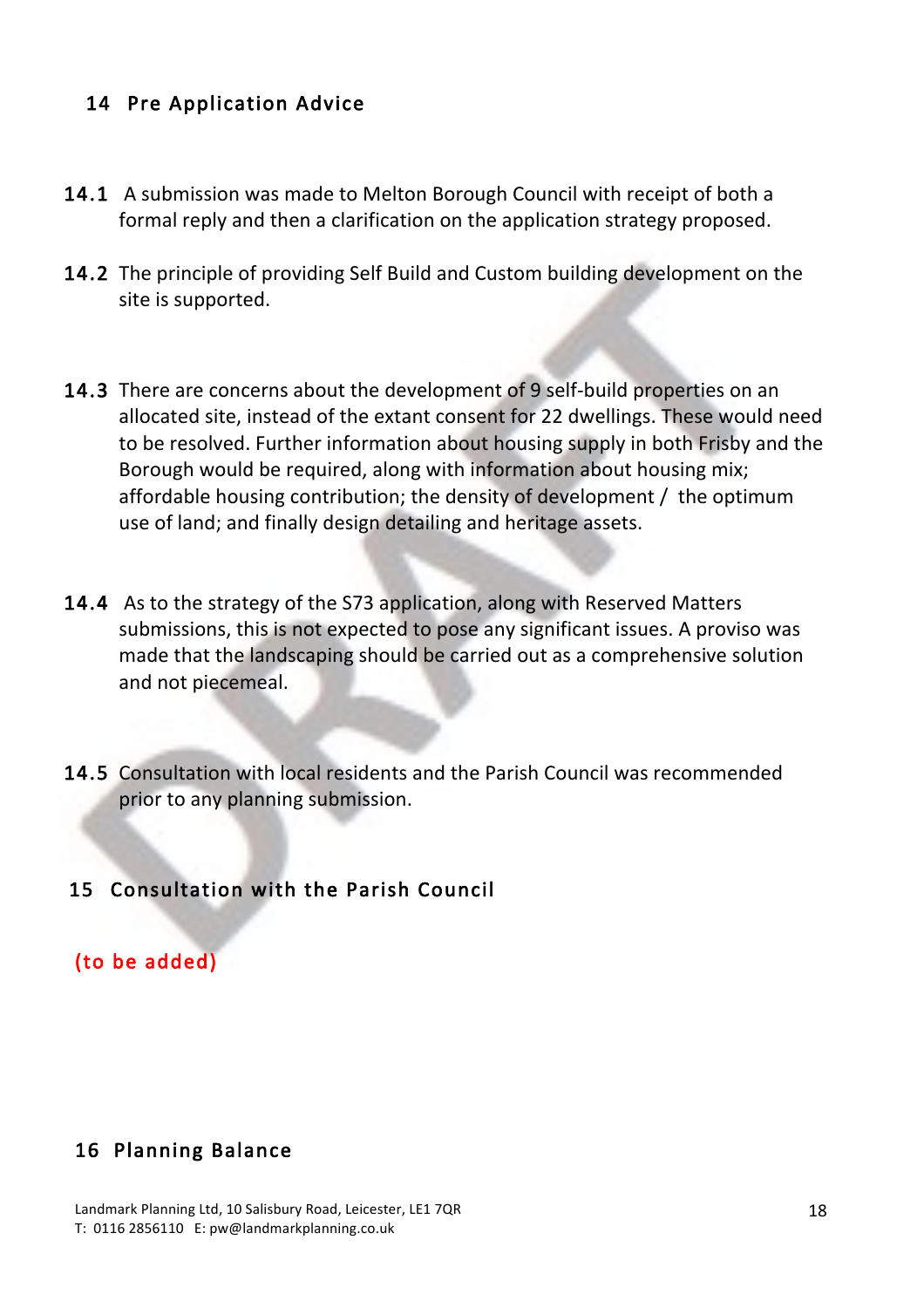## 14 Pre Application Advice

**14.1** A submission was made to Melton Borough Council with receipt of both a formal reply and then a clarification on the application strategy proposed.

**14.2** The principle of providing Self Build and Custom building development on the site is supported.

**14.3** There are concerns about the development of 9 self-build properties on an allocated site, instead of the extant consent for 22 dwellings. These would need to be resolved. Further information about housing supply in both Frisby and the Borough would be required, along with information about housing mix; affordable housing contribution; the density of development / the optimum use of land; and finally design detailing and heritage assets.

**14.4** As to the strategy of the S73 application, along with Reserved Matters submissions, this is not expected to pose any significant issues. A proviso was made that the landscaping should be carried out as a comprehensive solution and not piecemeal.

**14.5** Consultation with local residents and the Parish Council was recommended prior to any planning submission.

## 15 Consultation with the Parish Council

(to be added)

## 16 Planning Balance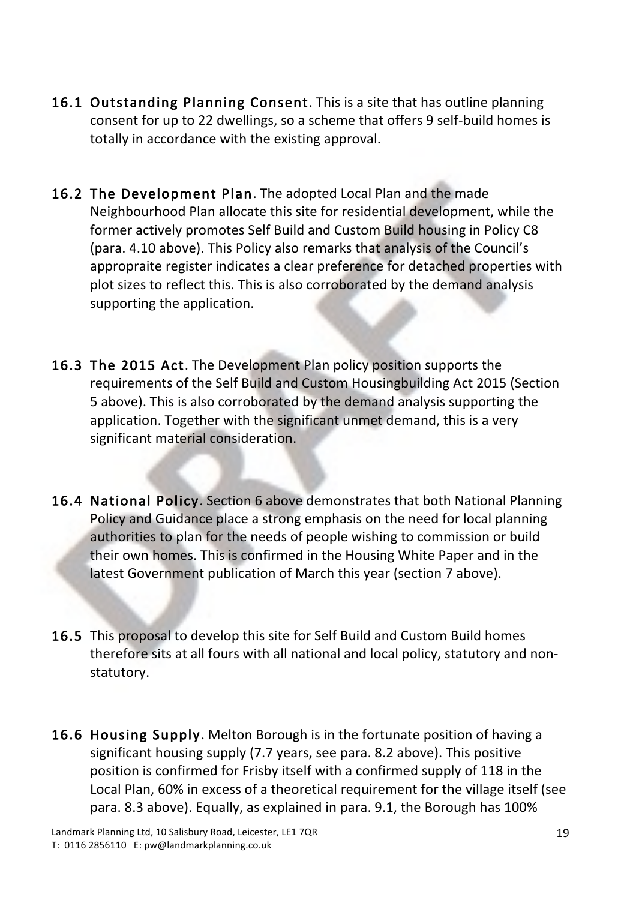**16.1 Outstanding Planning Consent**. This is a site that has outline planning consent for up to 22 dwellings, so a scheme that offers 9 self-build homes is totally in accordance with the existing approval.

**16.2 The Development Plan**. The adopted Local Plan and the made Neighbourhood Plan allocate this site for residential development, while the former actively promotes Self Build and Custom Build housing in Policy C8 (para. 4.10 above). This Policy also remarks that analysis of the Council's appropraite register indicates a clear preference for detached properties with plot sizes to reflect this. This is also corroborated by the demand analysis supporting the application.

**16.3 The 2015 Act**. The Development Plan policy position supports the requirements of the Self Build and Custom Housingbuilding Act 2015 (Section 5 above). This is also corroborated by the demand analysis supporting the application. Together with the significant unmet demand, this is a very significant material consideration.

**16.4 National Policy**. Section 6 above demonstrates that both National Planning Policy and Guidance place a strong emphasis on the need for local planning authorities to plan for the needs of people wishing to commission or build their own homes. This is confirmed in the Housing White Paper and in the latest Government publication of March this year (section 7 above).

**16.5** This proposal to develop this site for Self Build and Custom Build homes therefore sits at all fours with all national and local policy, statutory and non-statutory.

**16.6 Housing Supply**. Melton Borough is in the fortunate position of having a significant housing supply (7.7 years, see para. 8.2 above). This positive position is confirmed for Frisby itself with a confirmed supply of 118 in the Local Plan, 60% in excess of a theoretical requirement for the village itself (see para. 8.3 above). Equally, as explained in para. 9.1, the Borough has 100%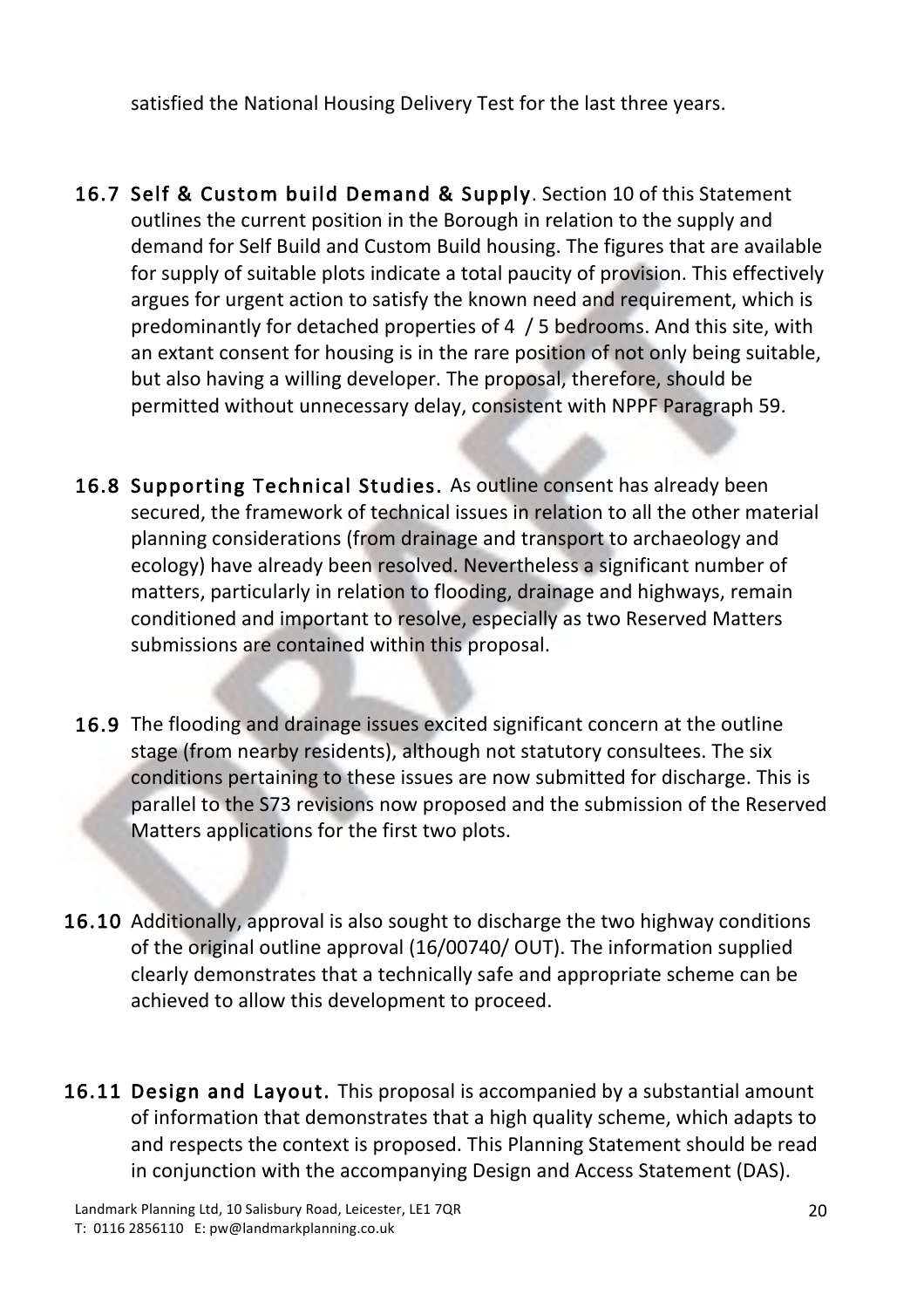satisfied the National Housing Delivery Test for the last three years.

16.7 **Self & Custom build Demand & Supply**. Section 10 of this Statement outlines the current position in the Borough in relation to the supply and demand for Self Build and Custom Build housing. The figures that are available for supply of suitable plots indicate a total paucity of provision. This effectively argues for urgent action to satisfy the known need and requirement, which is predominantly for detached properties of 4 / 5 bedrooms. And this site, with an extant consent for housing is in the rare position of not only being suitable, but also having a willing developer. The proposal, therefore, should be permitted without unnecessary delay, consistent with NPPF Paragraph 59.

16.8 **Supporting Technical Studies.** As outline consent has already been secured, the framework of technical issues in relation to all the other material planning considerations (from drainage and transport to archaeology and ecology) have already been resolved. Nevertheless a significant number of matters, particularly in relation to flooding, drainage and highways, remain conditioned and important to resolve, especially as two Reserved Matters submissions are contained within this proposal.

16.9 The flooding and drainage issues excited significant concern at the outline stage (from nearby residents), although not statutory consultees. The six conditions pertaining to these issues are now submitted for discharge. This is parallel to the S73 revisions now proposed and the submission of the Reserved Matters applications for the first two plots.

16.10 Additionally, approval is also sought to discharge the two highway conditions of the original outline approval (16/00740/ OUT). The information supplied clearly demonstrates that a technically safe and appropriate scheme can be achieved to allow this development to proceed.

16.11 **Design and Layout.** This proposal is accompanied by a substantial amount of information that demonstrates that a high quality scheme, which adapts to and respects the context is proposed. This Planning Statement should be read in conjunction with the accompanying Design and Access Statement (DAS).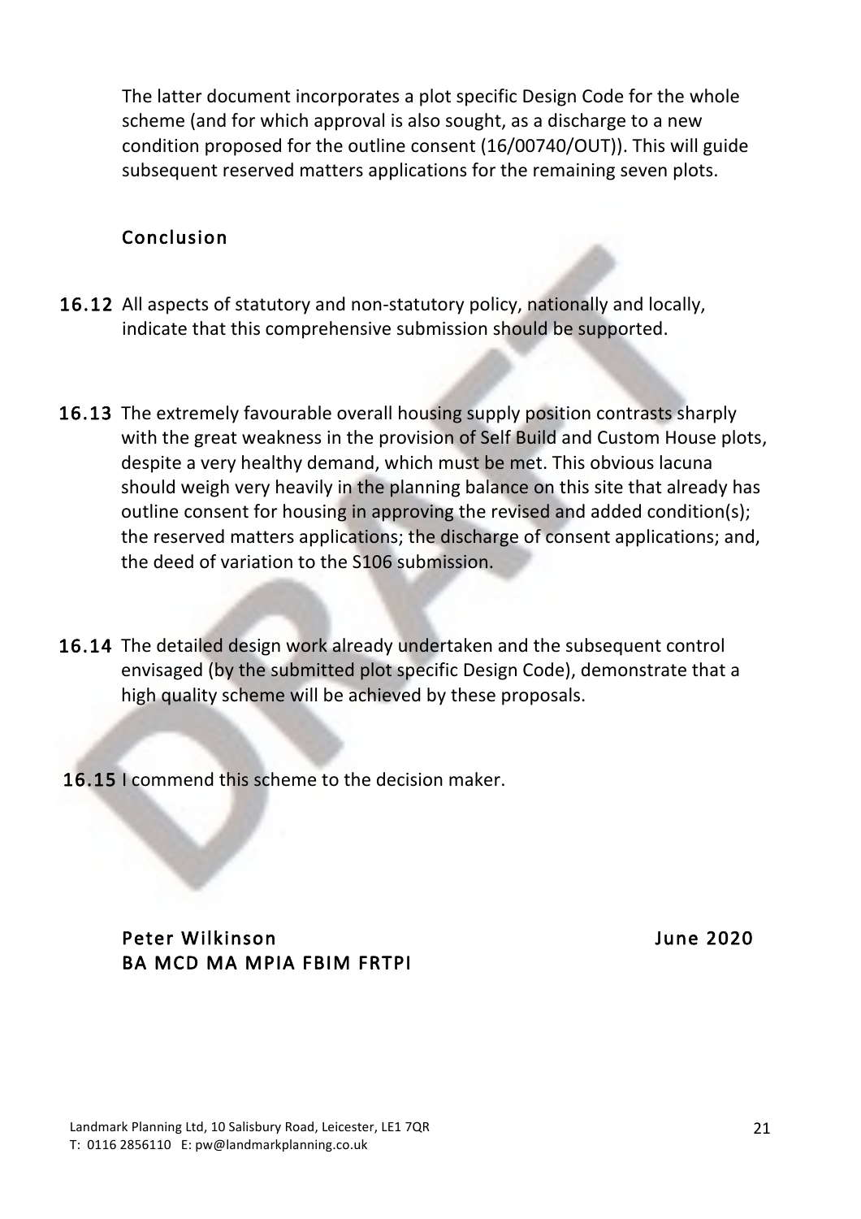The latter document incorporates a plot specific Design Code for the whole scheme (and for which approval is also sought, as a discharge to a new condition proposed for the outline consent (16/00740/OUT)). This will guide subsequent reserved matters applications for the remaining seven plots.

## Conclusion

**16.12** All aspects of statutory and non-statutory policy, nationally and locally, indicate that this comprehensive submission should be supported.

**16.13** The extremely favourable overall housing supply position contrasts sharply with the great weakness in the provision of Self Build and Custom House plots, despite a very healthy demand, which must be met. This obvious lacuna should weigh very heavily in the planning balance on this site that already has outline consent for housing in approving the revised and added condition(s); the reserved matters applications; the discharge of consent applications; and, the deed of variation to the S106 submission.

**16.14** The detailed design work already undertaken and the subsequent control envisaged (by the submitted plot specific Design Code), demonstrate that a high quality scheme will be achieved by these proposals.

**16.15** I commend this scheme to the decision maker.

**Peter Wilkinson** **June 2020**
**BA MCD MA MPIA FBIM FRTPI**

Landmark Planning Ltd, 10 Salisbury Road, Leicester, LE1 7QR
T: 0116 2856110 E: pw@landmarkplanning.co.uk